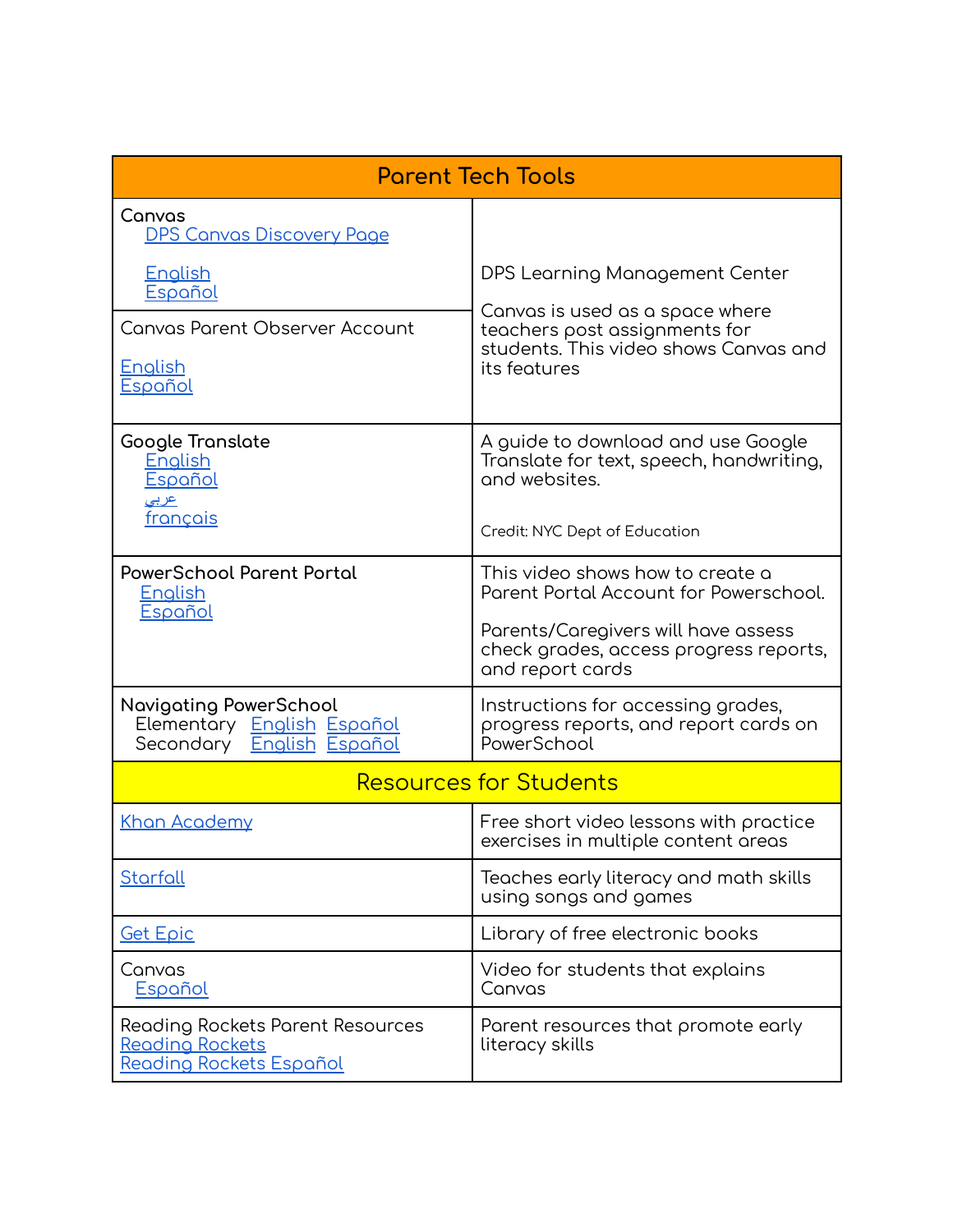| Parent Tech Tools | |
|---|---|
| **Canvas**<br>DPS Canvas Discovery Page<br><br>English<br>Español | DPS Learning Management Center<br><br>Canvas is used as a space where teachers post assignments for students. This video shows Canvas and its features |
| Canvas Parent Observer Account<br><br>English<br>Español | |
| **Google Translate**<br>English<br>Español<br>عربي<br>français | A guide to download and use Google Translate for text, speech, handwriting, and websites.<br><br>Credit: NYC Dept of Education |
| **PowerSchool Parent Portal**<br>English<br>Español | This video shows how to create a Parent Portal Account for Powerschool.<br><br>Parents/Caregivers will have assess check grades, access progress reports, and report cards |
| **Navigating PowerSchool**<br>Elementary English Español<br>Secondary English Español | Instructions for accessing grades, progress reports, and report cards on PowerSchool |
| **Resources for Students** | |
| Khan Academy | Free short video lessons with practice exercises in multiple content areas |
| Starfall | Teaches early literacy and math skills using songs and games |
| Get Epic | Library of free electronic books |
| Canvas<br>Español | Video for students that explains Canvas |
| Reading Rockets Parent Resources<br>Reading Rockets<br>Reading Rockets Español | Parent resources that promote early literacy skills |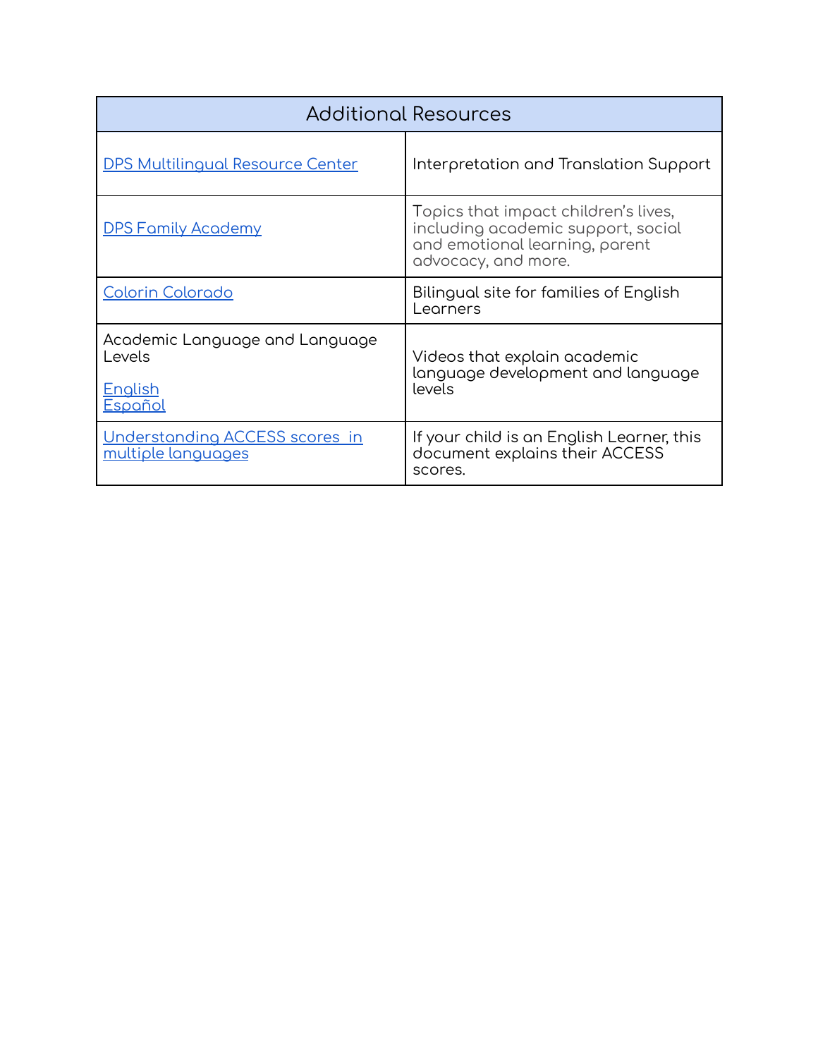| Additional Resources | |
|---|---|
| DPS Multilingual Resource Center | Interpretation and Translation Support |
| DPS Family Academy | Topics that impact children's lives, including academic support, social and emotional learning, parent advocacy, and more. |
| Colorin Colorado | Bilingual site for families of English Learners |
| Academic Language and Language Levels<br><br>English<br>Español | Videos that explain academic language development and language levels |
| Understanding ACCESS scores in multiple languages | If your child is an English Learner, this document explains their ACCESS scores. |